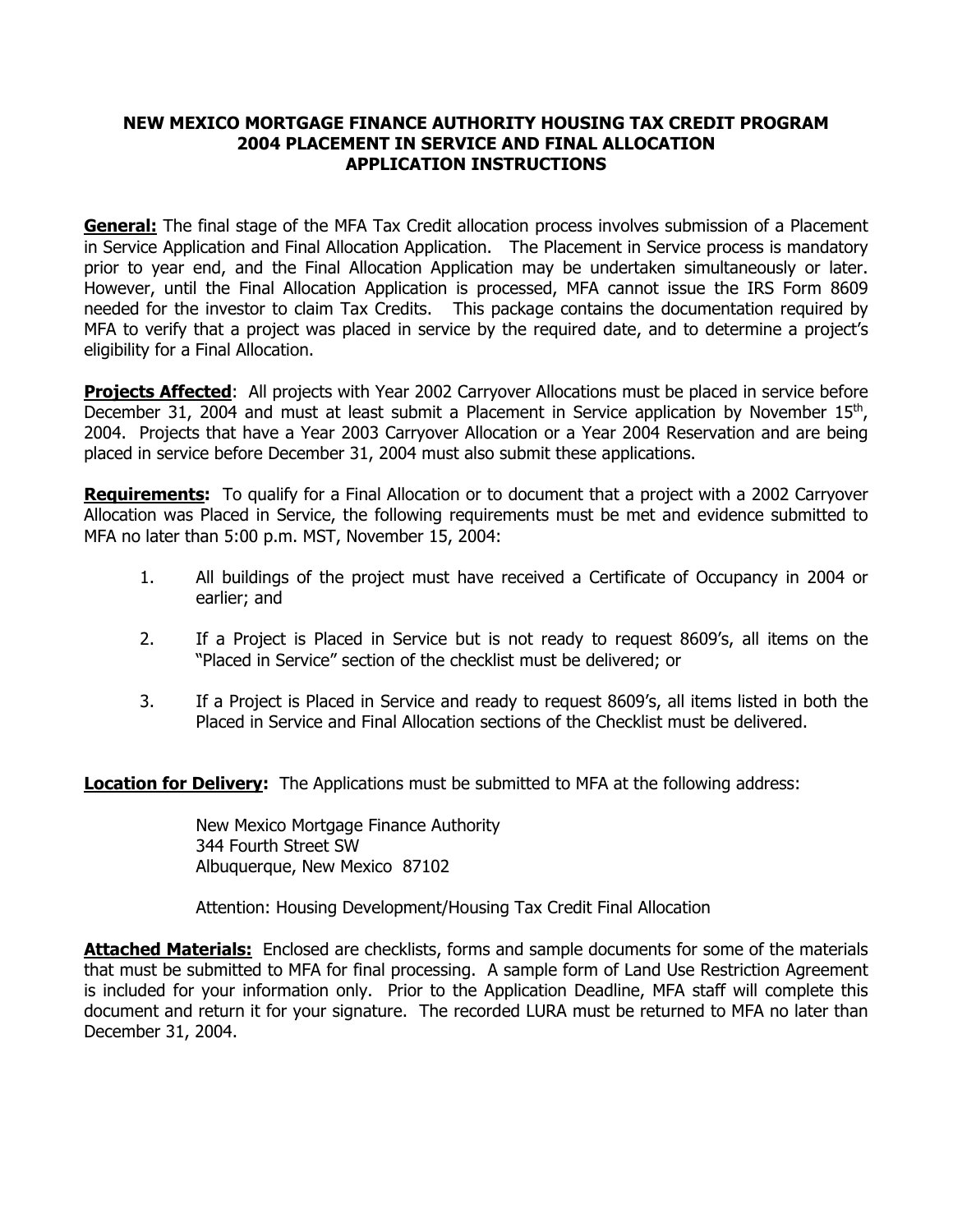# NEW MEXICO MORTGAGE FINANCE AUTHORITY HOUSING TAX CREDIT PROGRAM
## 2004 PLACEMENT IN SERVICE AND FINAL ALLOCATION
## APPLICATION INSTRUCTIONS

**General:** The final stage of the MFA Tax Credit allocation process involves submission of a Placement in Service Application and Final Allocation Application. The Placement in Service process is mandatory prior to year end, and the Final Allocation Application may be undertaken simultaneously or later. However, until the Final Allocation Application is processed, MFA cannot issue the IRS Form 8609 needed for the investor to claim Tax Credits. This package contains the documentation required by MFA to verify that a project was placed in service by the required date, and to determine a project's eligibility for a Final Allocation.

**Projects Affected**: All projects with Year 2002 Carryover Allocations must be placed in service before December 31, 2004 and must at least submit a Placement in Service application by November 15th, 2004. Projects that have a Year 2003 Carryover Allocation or a Year 2004 Reservation and are being placed in service before December 31, 2004 must also submit these applications.

**Requirements:** To qualify for a Final Allocation or to document that a project with a 2002 Carryover Allocation was Placed in Service, the following requirements must be met and evidence submitted to MFA no later than 5:00 p.m. MST, November 15, 2004:

1. All buildings of the project must have received a Certificate of Occupancy in 2004 or earlier; and

2. If a Project is Placed in Service but is not ready to request 8609's, all items on the "Placed in Service" section of the checklist must be delivered; or

3. If a Project is Placed in Service and ready to request 8609's, all items listed in both the Placed in Service and Final Allocation sections of the Checklist must be delivered.

**Location for Delivery:** The Applications must be submitted to MFA at the following address:

New Mexico Mortgage Finance Authority
344 Fourth Street SW
Albuquerque, New Mexico 87102

Attention: Housing Development/Housing Tax Credit Final Allocation

**Attached Materials:** Enclosed are checklists, forms and sample documents for some of the materials that must be submitted to MFA for final processing. A sample form of Land Use Restriction Agreement is included for your information only. Prior to the Application Deadline, MFA staff will complete this document and return it for your signature. The recorded LURA must be returned to MFA no later than December 31, 2004.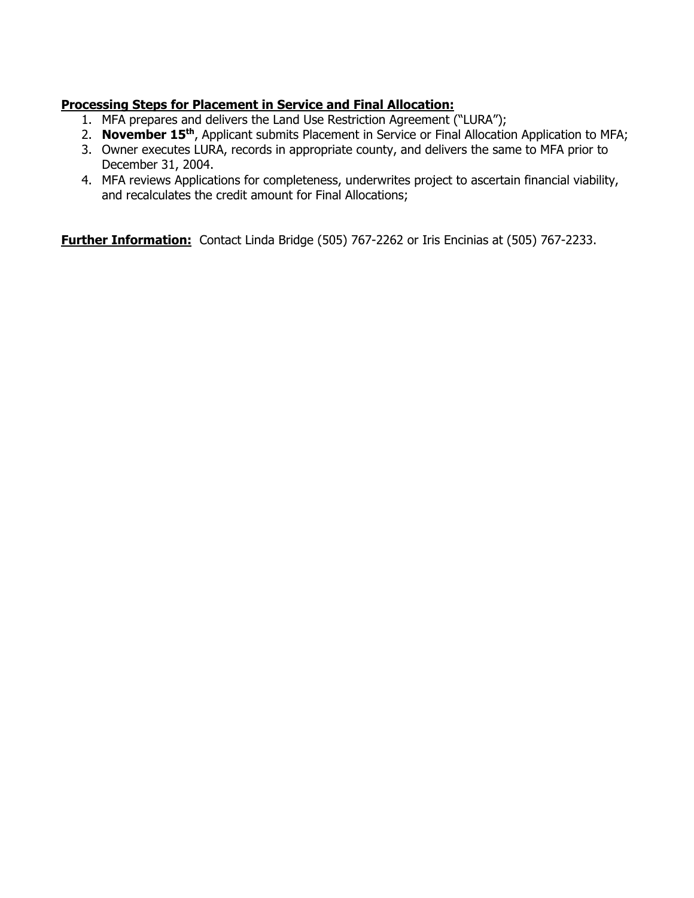**Processing Steps for Placement in Service and Final Allocation:**

1. MFA prepares and delivers the Land Use Restriction Agreement ("LURA");
2. **November 15th**, Applicant submits Placement in Service or Final Allocation Application to MFA;
3. Owner executes LURA, records in appropriate county, and delivers the same to MFA prior to December 31, 2004.
4. MFA reviews Applications for completeness, underwrites project to ascertain financial viability, and recalculates the credit amount for Final Allocations;

**Further Information:** Contact Linda Bridge (505) 767-2262 or Iris Encinias at (505) 767-2233.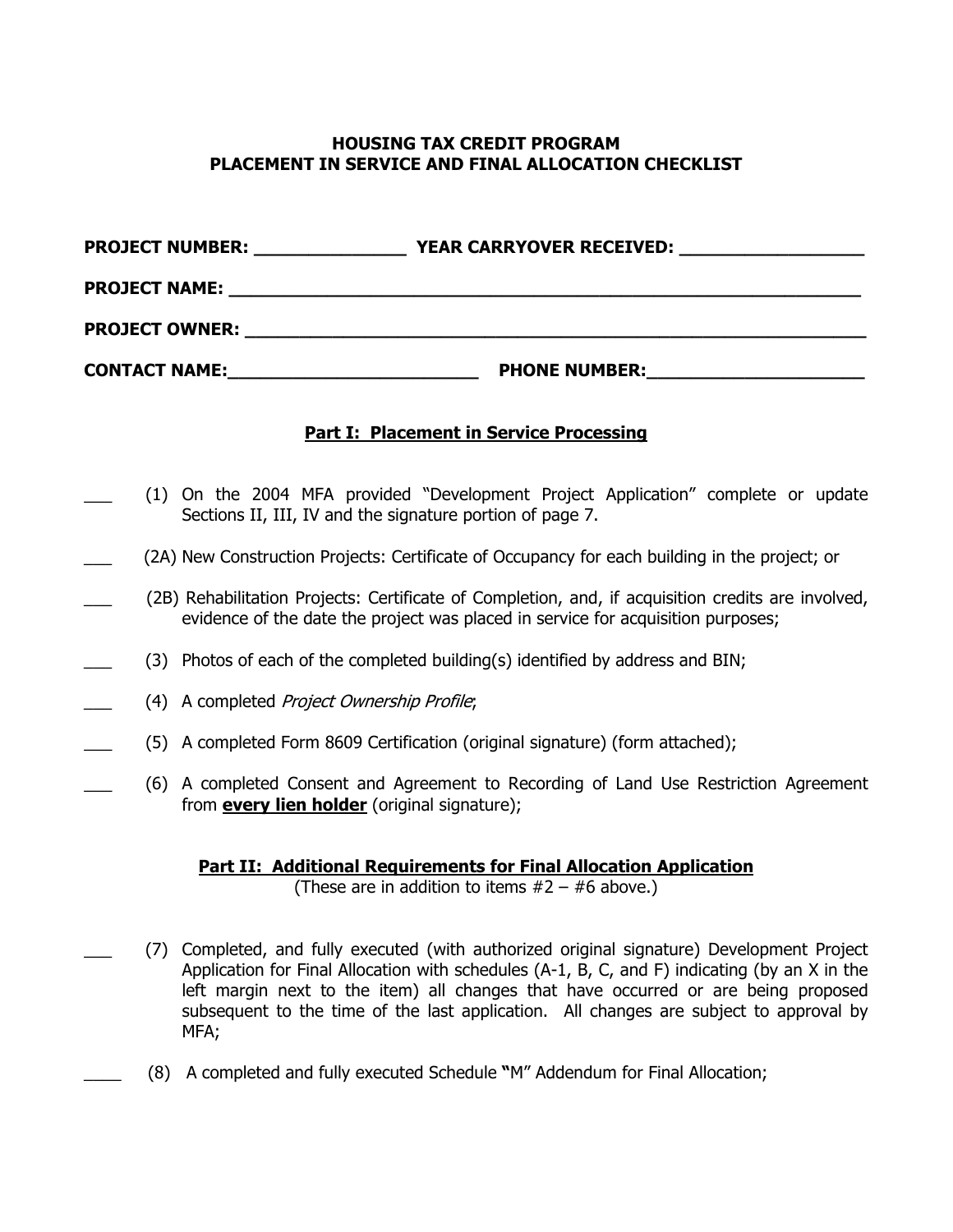# HOUSING TAX CREDIT PROGRAM
# PLACEMENT IN SERVICE AND FINAL ALLOCATION CHECKLIST

**PROJECT NUMBER:** _______________ **YEAR CARRYOVER RECEIVED:** __________________

**PROJECT NAME:** _______________________________________________________________

**PROJECT OWNER:** _____________________________________________________________

**CONTACT NAME:**_________________________ **PHONE NUMBER:**______________________

## Part I: Placement in Service Processing

___ (1) On the 2004 MFA provided "Development Project Application" complete or update Sections II, III, IV and the signature portion of page 7.

___ (2A) New Construction Projects: Certificate of Occupancy for each building in the project; or

___ (2B) Rehabilitation Projects: Certificate of Completion, and, if acquisition credits are involved, evidence of the date the project was placed in service for acquisition purposes;

___ (3) Photos of each of the completed building(s) identified by address and BIN;

___ (4) A completed *Project Ownership Profile*;

___ (5) A completed Form 8609 Certification (original signature) (form attached);

___ (6) A completed Consent and Agreement to Recording of Land Use Restriction Agreement from **every lien holder** (original signature);

## Part II: Additional Requirements for Final Allocation Application

(These are in addition to items #2 – #6 above.)

___ (7) Completed, and fully executed (with authorized original signature) Development Project Application for Final Allocation with schedules (A-1, B, C, and F) indicating (by an X in the left margin next to the item) all changes that have occurred or are being proposed subsequent to the time of the last application. All changes are subject to approval by MFA;

____ (8) A completed and fully executed Schedule "M" Addendum for Final Allocation;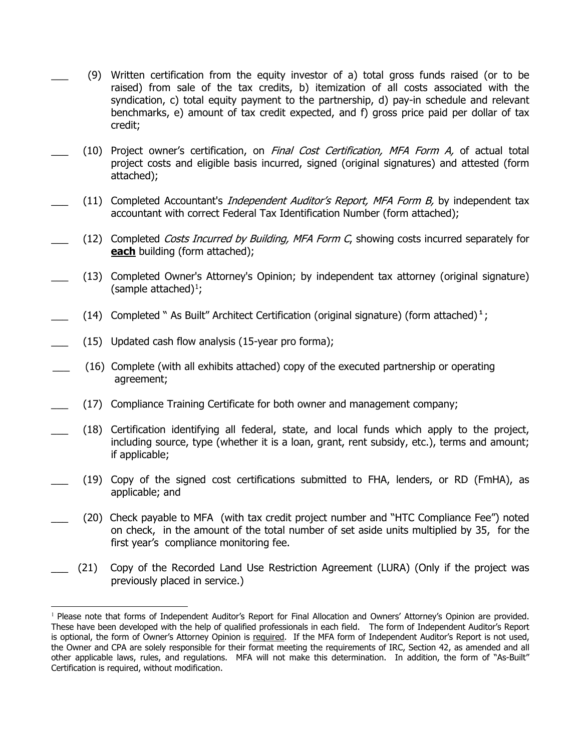___ (9) Written certification from the equity investor of a) total gross funds raised (or to be raised) from sale of the tax credits, b) itemization of all costs associated with the syndication, c) total equity payment to the partnership, d) pay-in schedule and relevant benchmarks, e) amount of tax credit expected, and f) gross price paid per dollar of tax credit;

___ (10) Project owner's certification, on *Final Cost Certification, MFA Form A,* of actual total project costs and eligible basis incurred, signed (original signatures) and attested (form attached);

___ (11) Completed Accountant's *Independent Auditor's Report, MFA Form B,* by independent tax accountant with correct Federal Tax Identification Number (form attached);

___ (12) Completed *Costs Incurred by Building, MFA Form C*, showing costs incurred separately for **each** building (form attached);

___ (13) Completed Owner's Attorney's Opinion; by independent tax attorney (original signature) (sample attached)[1];

___ (14) Completed " As Built" Architect Certification (original signature) (form attached)[1];

___ (15) Updated cash flow analysis (15-year pro forma);

___ (16) Complete (with all exhibits attached) copy of the executed partnership or operating agreement;

___ (17) Compliance Training Certificate for both owner and management company;

___ (18) Certification identifying all federal, state, and local funds which apply to the project, including source, type (whether it is a loan, grant, rent subsidy, etc.), terms and amount; if applicable;

___ (19) Copy of the signed cost certifications submitted to FHA, lenders, or RD (FmHA), as applicable; and

___ (20) Check payable to MFA (with tax credit project number and "HTC Compliance Fee") noted on check, in the amount of the total number of set aside units multiplied by 35, for the first year's compliance monitoring fee.

___ (21) Copy of the Recorded Land Use Restriction Agreement (LURA) (Only if the project was previously placed in service.)

---

[1] Please note that forms of Independent Auditor's Report for Final Allocation and Owners' Attorney's Opinion are provided. These have been developed with the help of qualified professionals in each field. The form of Independent Auditor's Report is optional, the form of Owner's Attorney Opinion is required. If the MFA form of Independent Auditor's Report is not used, the Owner and CPA are solely responsible for their format meeting the requirements of IRC, Section 42, as amended and all other applicable laws, rules, and regulations. MFA will not make this determination. In addition, the form of "As-Built" Certification is required, without modification.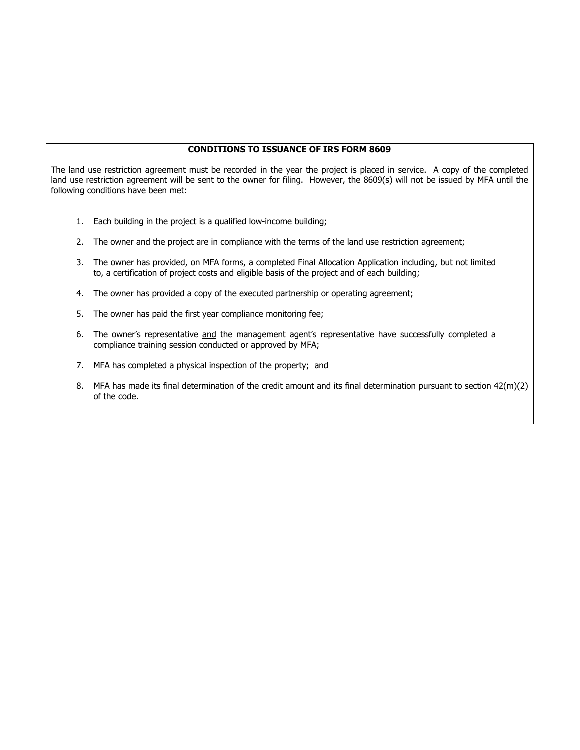**CONDITIONS TO ISSUANCE OF IRS FORM 8609**

The land use restriction agreement must be recorded in the year the project is placed in service. A copy of the completed land use restriction agreement will be sent to the owner for filing. However, the 8609(s) will not be issued by MFA until the following conditions have been met:

1. Each building in the project is a qualified low-income building;
2. The owner and the project are in compliance with the terms of the land use restriction agreement;
3. The owner has provided, on MFA forms, a completed Final Allocation Application including, but not limited to, a certification of project costs and eligible basis of the project and of each building;
4. The owner has provided a copy of the executed partnership or operating agreement;
5. The owner has paid the first year compliance monitoring fee;
6. The owner's representative <u>and</u> the management agent's representative have successfully completed a compliance training session conducted or approved by MFA;
7. MFA has completed a physical inspection of the property; and
8. MFA has made its final determination of the credit amount and its final determination pursuant to section 42(m)(2) of the code.